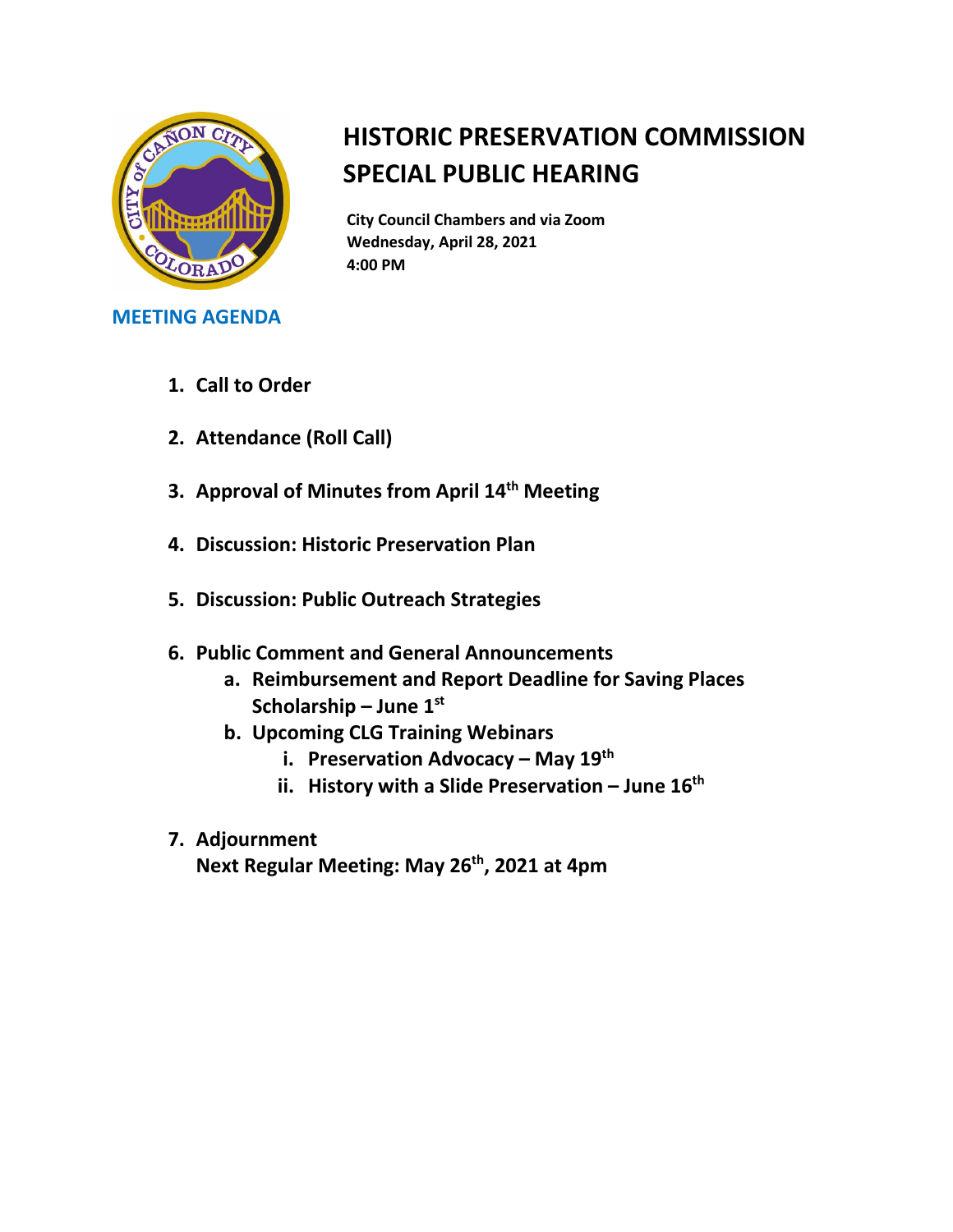# HISTORIC PRESERVATION COMMISSION SPECIAL PUBLIC HEARING

**City Council Chambers and via Zoom**
**Wednesday, April 28, 2021**
**4:00 PM**

## MEETING AGENDA

1. **Call to Order**
2. **Attendance (Roll Call)**
3. **Approval of Minutes from April 14th Meeting**
4. **Discussion: Historic Preservation Plan**
5. **Discussion: Public Outreach Strategies**
6. **Public Comment and General Announcements**
    a. **Reimbursement and Report Deadline for Saving Places Scholarship – June 1st**
    b. **Upcoming CLG Training Webinars**
        i. **Preservation Advocacy – May 19th**
        ii. **History with a Slide Preservation – June 16th**
7. **Adjournment**
   **Next Regular Meeting: May 26th, 2021 at 4pm**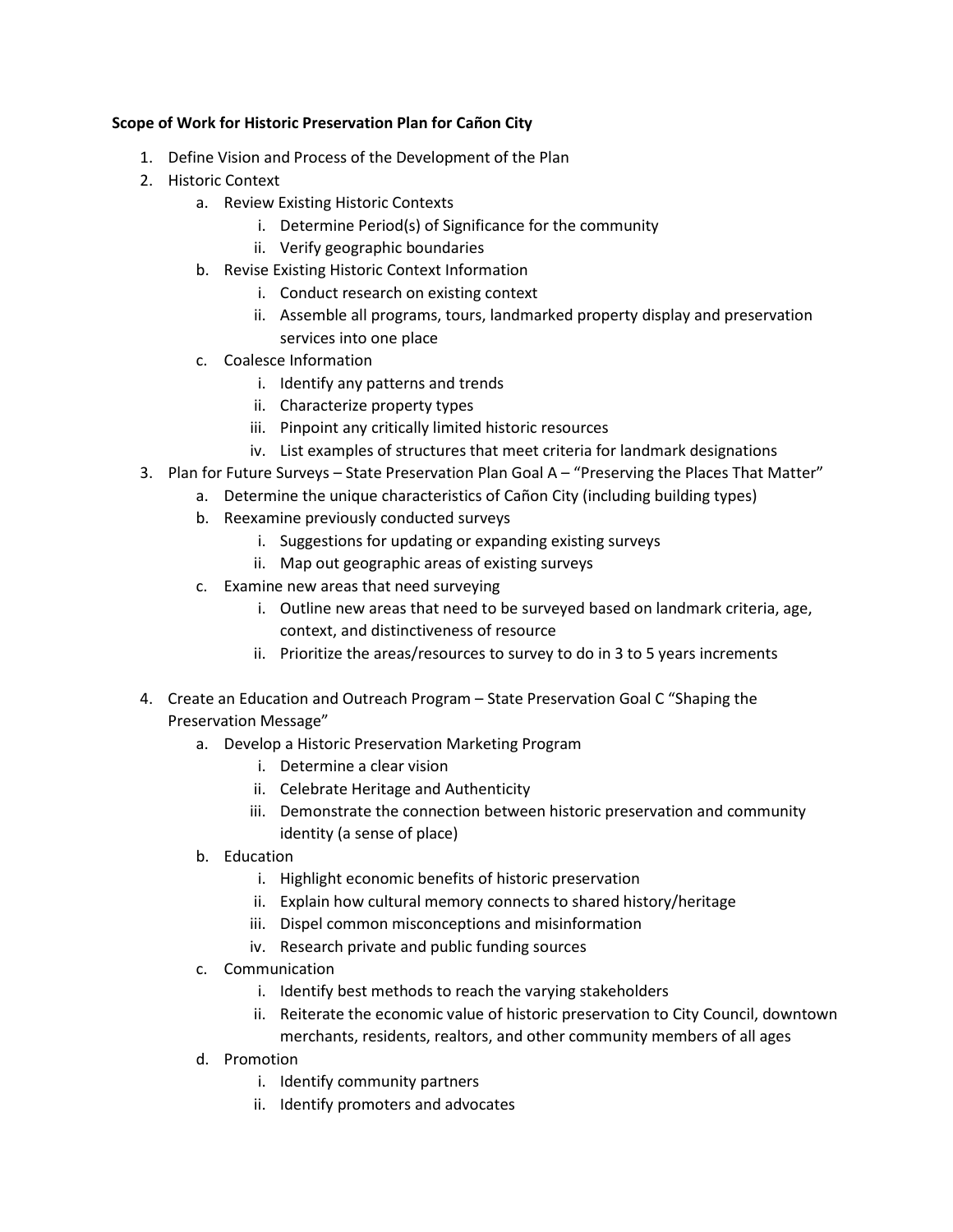**Scope of Work for Historic Preservation Plan for Cañon City**

1. Define Vision and Process of the Development of the Plan
2. Historic Context
    a. Review Existing Historic Contexts
        i. Determine Period(s) of Significance for the community
        ii. Verify geographic boundaries
    b. Revise Existing Historic Context Information
        i. Conduct research on existing context
        ii. Assemble all programs, tours, landmarked property display and preservation services into one place
    c. Coalesce Information
        i. Identify any patterns and trends
        ii. Characterize property types
        iii. Pinpoint any critically limited historic resources
        iv. List examples of structures that meet criteria for landmark designations
3. Plan for Future Surveys – State Preservation Plan Goal A – "Preserving the Places That Matter"
    a. Determine the unique characteristics of Cañon City (including building types)
    b. Reexamine previously conducted surveys
        i. Suggestions for updating or expanding existing surveys
        ii. Map out geographic areas of existing surveys
    c. Examine new areas that need surveying
        i. Outline new areas that need to be surveyed based on landmark criteria, age, context, and distinctiveness of resource
        ii. Prioritize the areas/resources to survey to do in 3 to 5 years increments
4. Create an Education and Outreach Program – State Preservation Goal C "Shaping the Preservation Message"
    a. Develop a Historic Preservation Marketing Program
        i. Determine a clear vision
        ii. Celebrate Heritage and Authenticity
        iii. Demonstrate the connection between historic preservation and community identity (a sense of place)
    b. Education
        i. Highlight economic benefits of historic preservation
        ii. Explain how cultural memory connects to shared history/heritage
        iii. Dispel common misconceptions and misinformation
        iv. Research private and public funding sources
    c. Communication
        i. Identify best methods to reach the varying stakeholders
        ii. Reiterate the economic value of historic preservation to City Council, downtown merchants, residents, realtors, and other community members of all ages
    d. Promotion
        i. Identify community partners
        ii. Identify promoters and advocates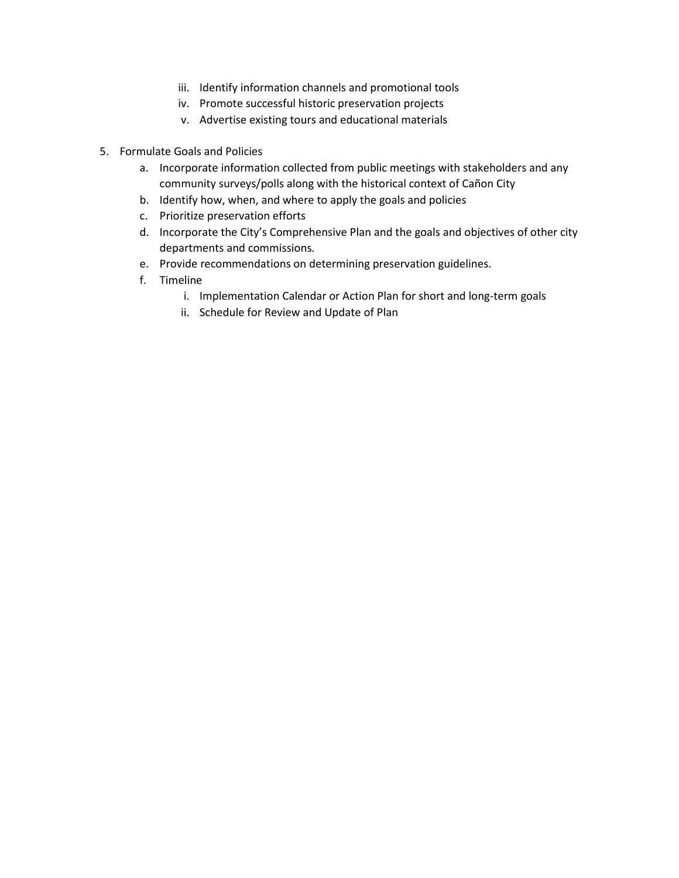iii. Identify information channels and promotional tools
    iv. Promote successful historic preservation projects
    v. Advertise existing tours and educational materials

5. Formulate Goals and Policies
    a. Incorporate information collected from public meetings with stakeholders and any community surveys/polls along with the historical context of Cañon City
    b. Identify how, when, and where to apply the goals and policies
    c. Prioritize preservation efforts
    d. Incorporate the City's Comprehensive Plan and the goals and objectives of other city departments and commissions.
    e. Provide recommendations on determining preservation guidelines.
    f. Timeline
        i. Implementation Calendar or Action Plan for short and long-term goals
        ii. Schedule for Review and Update of Plan